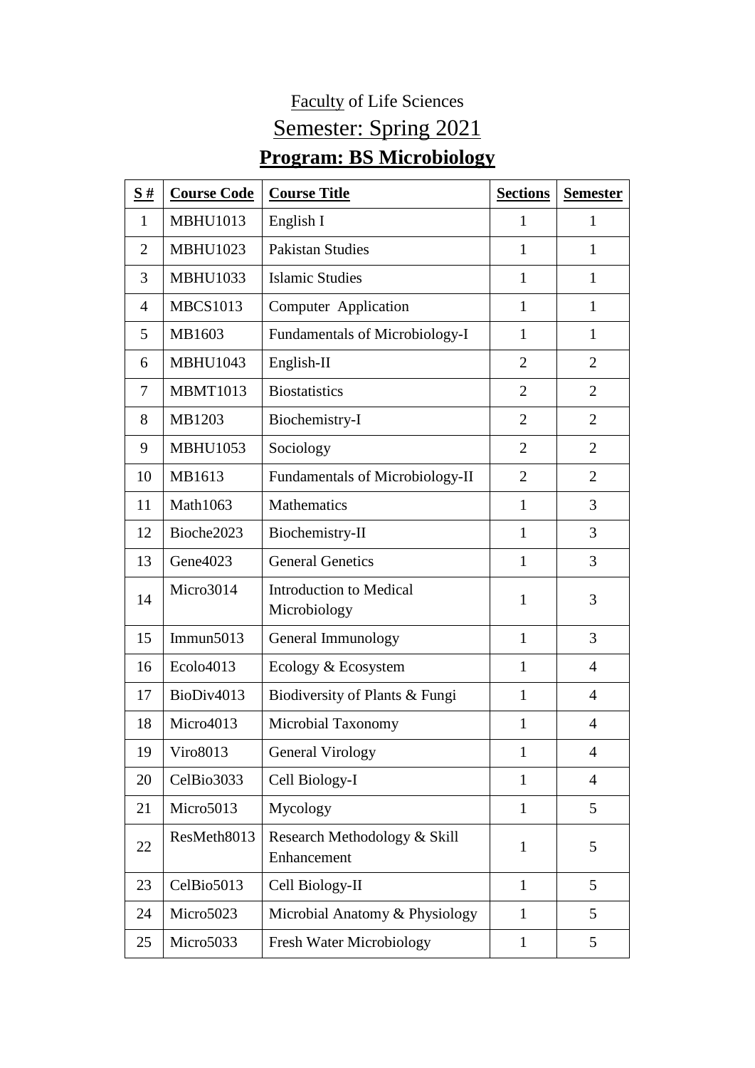# Faculty of Life Sciences

## Semester: Spring 2021

## **Program: BS Microbiology**

| S # | Course Code | Course Title | Sections | Semester |
|---|---|---|---|---|
| 1 | MBHU1013 | English I | 1 | 1 |
| 2 | MBHU1023 | Pakistan Studies | 1 | 1 |
| 3 | MBHU1033 | Islamic Studies | 1 | 1 |
| 4 | MBCS1013 | Computer Application | 1 | 1 |
| 5 | MB1603 | Fundamentals of Microbiology-I | 1 | 1 |
| 6 | MBHU1043 | English-II | 2 | 2 |
| 7 | MBMT1013 | Biostatistics | 2 | 2 |
| 8 | MB1203 | Biochemistry-I | 2 | 2 |
| 9 | MBHU1053 | Sociology | 2 | 2 |
| 10 | MB1613 | Fundamentals of Microbiology-II | 2 | 2 |
| 11 | Math1063 | Mathematics | 1 | 3 |
| 12 | Bioche2023 | Biochemistry-II | 1 | 3 |
| 13 | Gene4023 | General Genetics | 1 | 3 |
| 14 | Micro3014 | Introduction to Medical Microbiology | 1 | 3 |
| 15 | Immun5013 | General Immunology | 1 | 3 |
| 16 | Ecolo4013 | Ecology & Ecosystem | 1 | 4 |
| 17 | BioDiv4013 | Biodiversity of Plants & Fungi | 1 | 4 |
| 18 | Micro4013 | Microbial Taxonomy | 1 | 4 |
| 19 | Viro8013 | General Virology | 1 | 4 |
| 20 | CelBio3033 | Cell Biology-I | 1 | 4 |
| 21 | Micro5013 | Mycology | 1 | 5 |
| 22 | ResMeth8013 | Research Methodology & Skill Enhancement | 1 | 5 |
| 23 | CelBio5013 | Cell Biology-II | 1 | 5 |
| 24 | Micro5023 | Microbial Anatomy & Physiology | 1 | 5 |
| 25 | Micro5033 | Fresh Water Microbiology | 1 | 5 |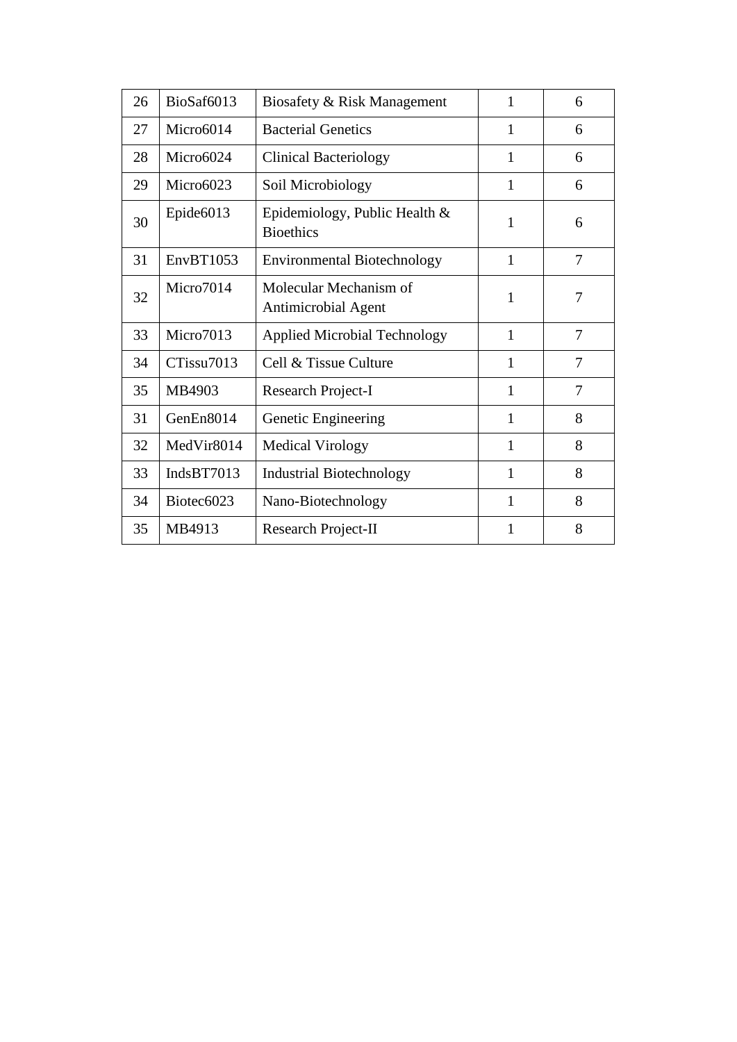| | | | | |
|---|---|---|---|---|
| 26 | BioSaf6013 | Biosafety & Risk Management | 1 | 6 |
| 27 | Micro6014 | Bacterial Genetics | 1 | 6 |
| 28 | Micro6024 | Clinical Bacteriology | 1 | 6 |
| 29 | Micro6023 | Soil Microbiology | 1 | 6 |
| 30 | Epide6013 | Epidemiology, Public Health & Bioethics | 1 | 6 |
| 31 | EnvBT1053 | Environmental Biotechnology | 1 | 7 |
| 32 | Micro7014 | Molecular Mechanism of Antimicrobial Agent | 1 | 7 |
| 33 | Micro7013 | Applied Microbial Technology | 1 | 7 |
| 34 | CTissu7013 | Cell & Tissue Culture | 1 | 7 |
| 35 | MB4903 | Research Project-I | 1 | 7 |
| 31 | GenEn8014 | Genetic Engineering | 1 | 8 |
| 32 | MedVir8014 | Medical Virology | 1 | 8 |
| 33 | IndsBT7013 | Industrial Biotechnology | 1 | 8 |
| 34 | Biotec6023 | Nano-Biotechnology | 1 | 8 |
| 35 | MB4913 | Research Project-II | 1 | 8 |